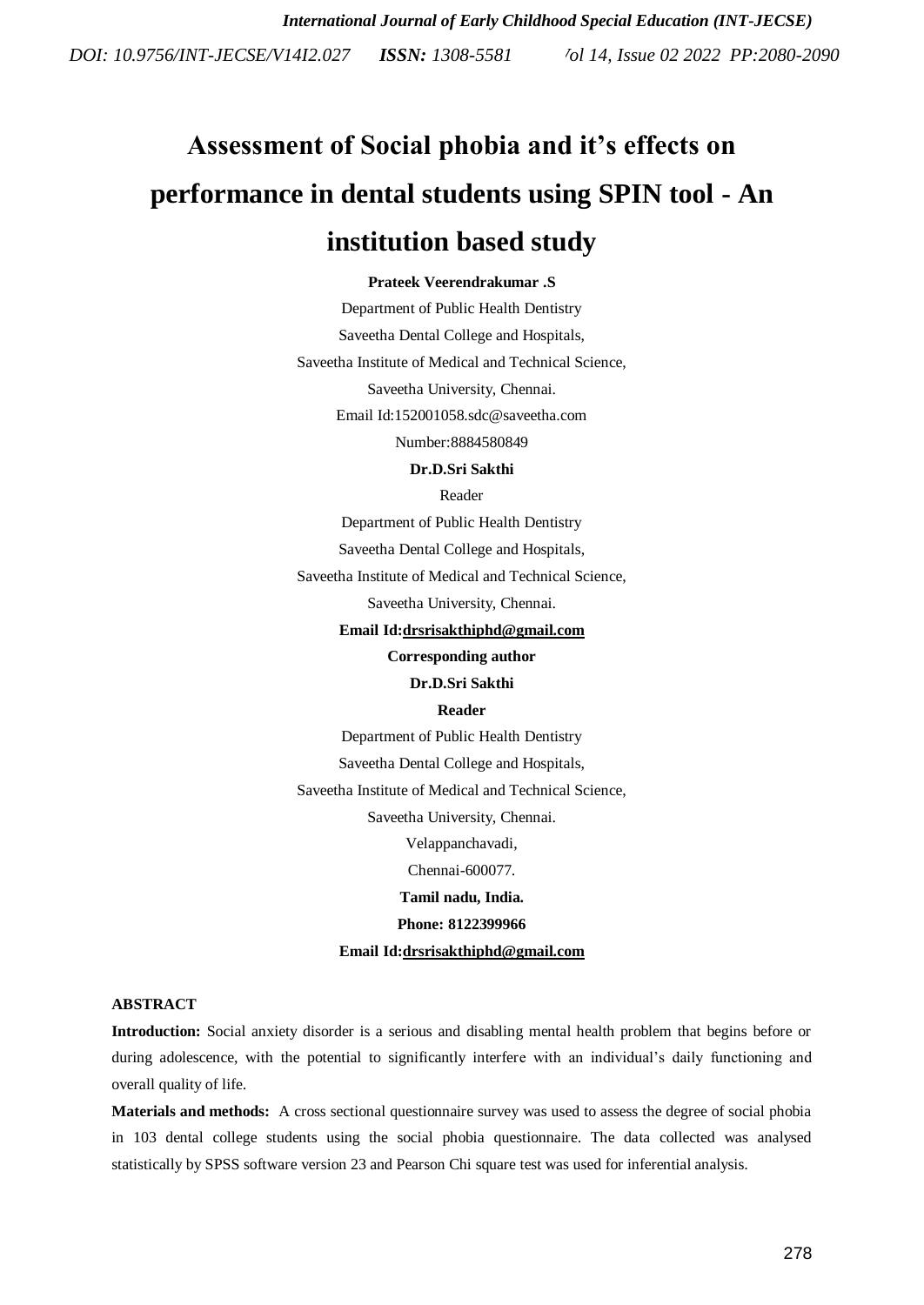# Assessment of Social phobia and it's effects on performance in dental students using SPIN tool - An institution based study

**Prateek Veerendrakumar .S**

Department of Public Health Dentistry

Saveetha Dental College and Hospitals,

Saveetha Institute of Medical and Technical Science,

Saveetha University, Chennai.

Email Id:152001058.sdc@saveetha.com

Number:8884580849

**Dr.D.Sri Sakthi**

Reader

Department of Public Health Dentistry

Saveetha Dental College and Hospitals,

Saveetha Institute of Medical and Technical Science,

Saveetha University, Chennai.

**Email Id:drsrisakthiphd@gmail.com**

**Corresponding author**

**Dr.D.Sri Sakthi**

**Reader**

Department of Public Health Dentistry

Saveetha Dental College and Hospitals,

Saveetha Institute of Medical and Technical Science,

Saveetha University, Chennai.

Velappanchavadi,

Chennai-600077.

**Tamil nadu, India.**

**Phone: 8122399966**

**Email Id:drsrisakthiphd@gmail.com**

**ABSTRACT**

**Introduction:** Social anxiety disorder is a serious and disabling mental health problem that begins before or during adolescence, with the potential to significantly interfere with an individual's daily functioning and overall quality of life.

**Materials and methods:** A cross sectional questionnaire survey was used to assess the degree of social phobia in 103 dental college students using the social phobia questionnaire. The data collected was analysed statistically by SPSS software version 23 and Pearson Chi square test was used for inferential analysis.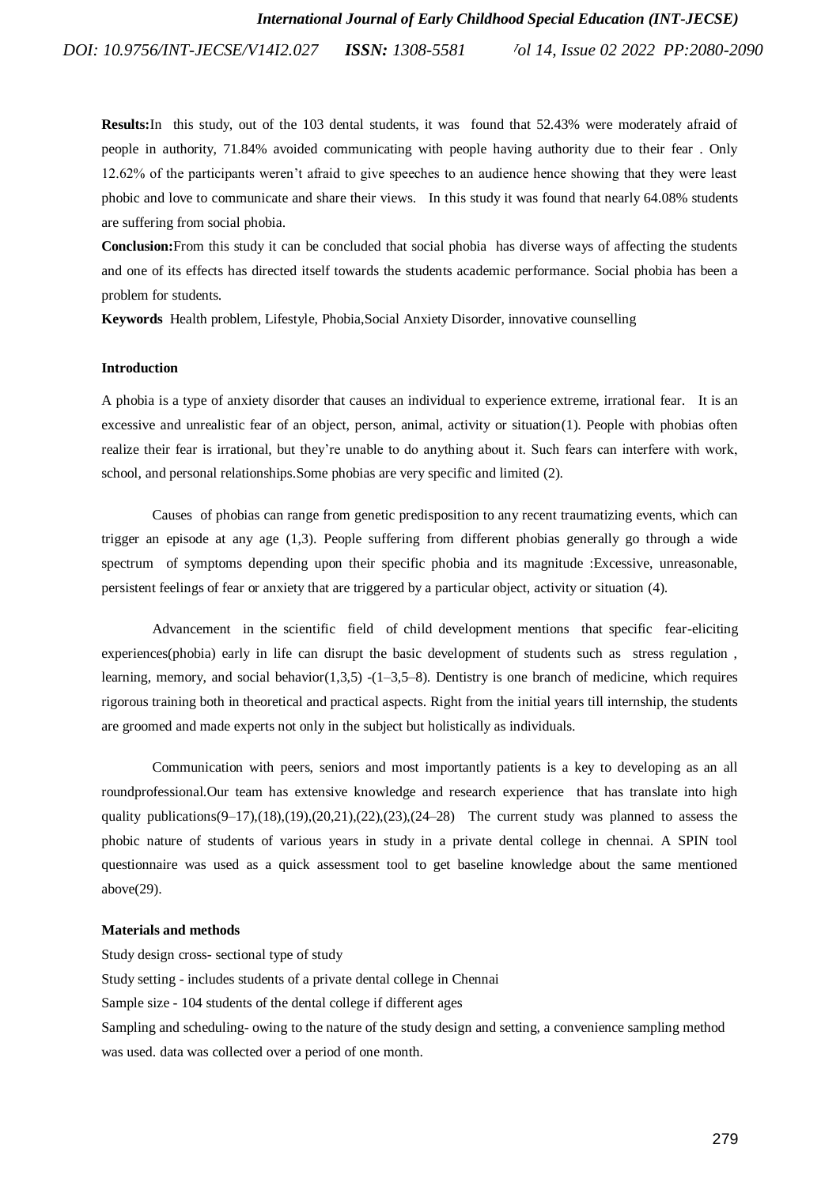**Results:**In this study, out of the 103 dental students, it was found that 52.43% were moderately afraid of people in authority, 71.84% avoided communicating with people having authority due to their fear . Only 12.62% of the participants weren't afraid to give speeches to an audience hence showing that they were least phobic and love to communicate and share their views. In this study it was found that nearly 64.08% students are suffering from social phobia.

**Conclusion:**From this study it can be concluded that social phobia has diverse ways of affecting the students and one of its effects has directed itself towards the students academic performance. Social phobia has been a problem for students.

**Keywords** Health problem, Lifestyle, Phobia,Social Anxiety Disorder, innovative counselling

## Introduction

A phobia is a type of anxiety disorder that causes an individual to experience extreme, irrational fear. It is an excessive and unrealistic fear of an object, person, animal, activity or situation(1). People with phobias often realize their fear is irrational, but they're unable to do anything about it. Such fears can interfere with work, school, and personal relationships.Some phobias are very specific and limited (2).

Causes of phobias can range from genetic predisposition to any recent traumatizing events, which can trigger an episode at any age (1,3). People suffering from different phobias generally go through a wide spectrum of symptoms depending upon their specific phobia and its magnitude :Excessive, unreasonable, persistent feelings of fear or anxiety that are triggered by a particular object, activity or situation (4).

Advancement in the scientific field of child development mentions that specific fear-eliciting experiences(phobia) early in life can disrupt the basic development of students such as stress regulation , learning, memory, and social behavior(1,3,5) -(1–3,5–8). Dentistry is one branch of medicine, which requires rigorous training both in theoretical and practical aspects. Right from the initial years till internship, the students are groomed and made experts not only in the subject but holistically as individuals.

Communication with peers, seniors and most importantly patients is a key to developing as an all roundprofessional.Our team has extensive knowledge and research experience that has translate into high quality publications(9–17),(18),(19),(20,21),(22),(23),(24–28) The current study was planned to assess the phobic nature of students of various years in study in a private dental college in chennai. A SPIN tool questionnaire was used as a quick assessment tool to get baseline knowledge about the same mentioned above(29).

## Materials and methods

Study design cross- sectional type of study

Study setting - includes students of a private dental college in Chennai

Sample size - 104 students of the dental college if different ages

Sampling and scheduling- owing to the nature of the study design and setting, a convenience sampling method was used. data was collected over a period of one month.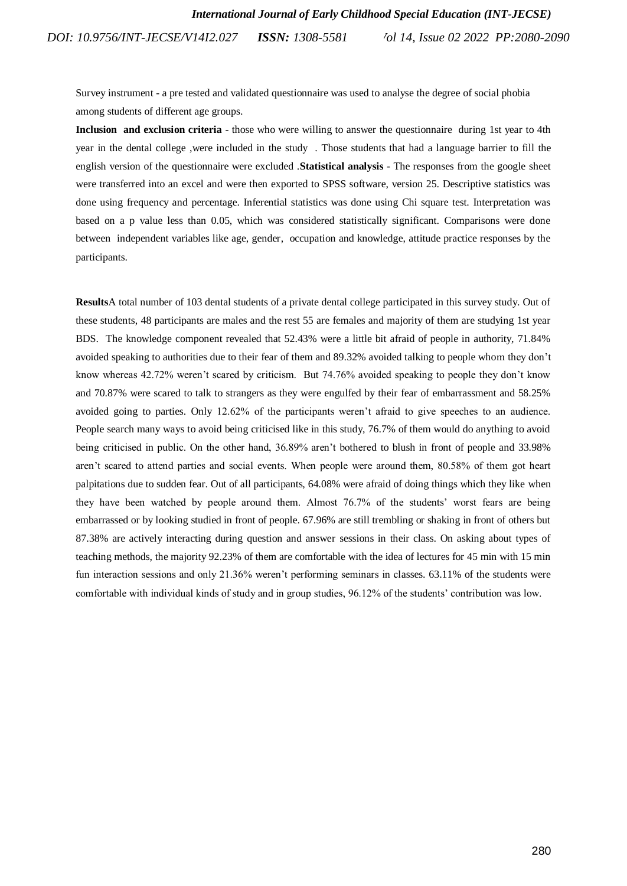Survey instrument - a pre tested and validated questionnaire was used to analyse the degree of social phobia among students of different age groups.

**Inclusion and exclusion criteria** - those who were willing to answer the questionnaire during 1st year to 4th year in the dental college ,were included in the study . Those students that had a language barrier to fill the english version of the questionnaire were excluded .**Statistical analysis** - The responses from the google sheet were transferred into an excel and were then exported to SPSS software, version 25. Descriptive statistics was done using frequency and percentage. Inferential statistics was done using Chi square test. Interpretation was based on a p value less than 0.05, which was considered statistically significant. Comparisons were done between independent variables like age, gender, occupation and knowledge, attitude practice responses by the participants.

**Results**A total number of 103 dental students of a private dental college participated in this survey study. Out of these students, 48 participants are males and the rest 55 are females and majority of them are studying 1st year BDS. The knowledge component revealed that 52.43% were a little bit afraid of people in authority, 71.84% avoided speaking to authorities due to their fear of them and 89.32% avoided talking to people whom they don't know whereas 42.72% weren't scared by criticism. But 74.76% avoided speaking to people they don't know and 70.87% were scared to talk to strangers as they were engulfed by their fear of embarrassment and 58.25% avoided going to parties. Only 12.62% of the participants weren't afraid to give speeches to an audience. People search many ways to avoid being criticised like in this study, 76.7% of them would do anything to avoid being criticised in public. On the other hand, 36.89% aren't bothered to blush in front of people and 33.98% aren't scared to attend parties and social events. When people were around them, 80.58% of them got heart palpitations due to sudden fear. Out of all participants, 64.08% were afraid of doing things which they like when they have been watched by people around them. Almost 76.7% of the students' worst fears are being embarrassed or by looking studied in front of people. 67.96% are still trembling or shaking in front of others but 87.38% are actively interacting during question and answer sessions in their class. On asking about types of teaching methods, the majority 92.23% of them are comfortable with the idea of lectures for 45 min with 15 min fun interaction sessions and only 21.36% weren't performing seminars in classes. 63.11% of the students were comfortable with individual kinds of study and in group studies, 96.12% of the students' contribution was low.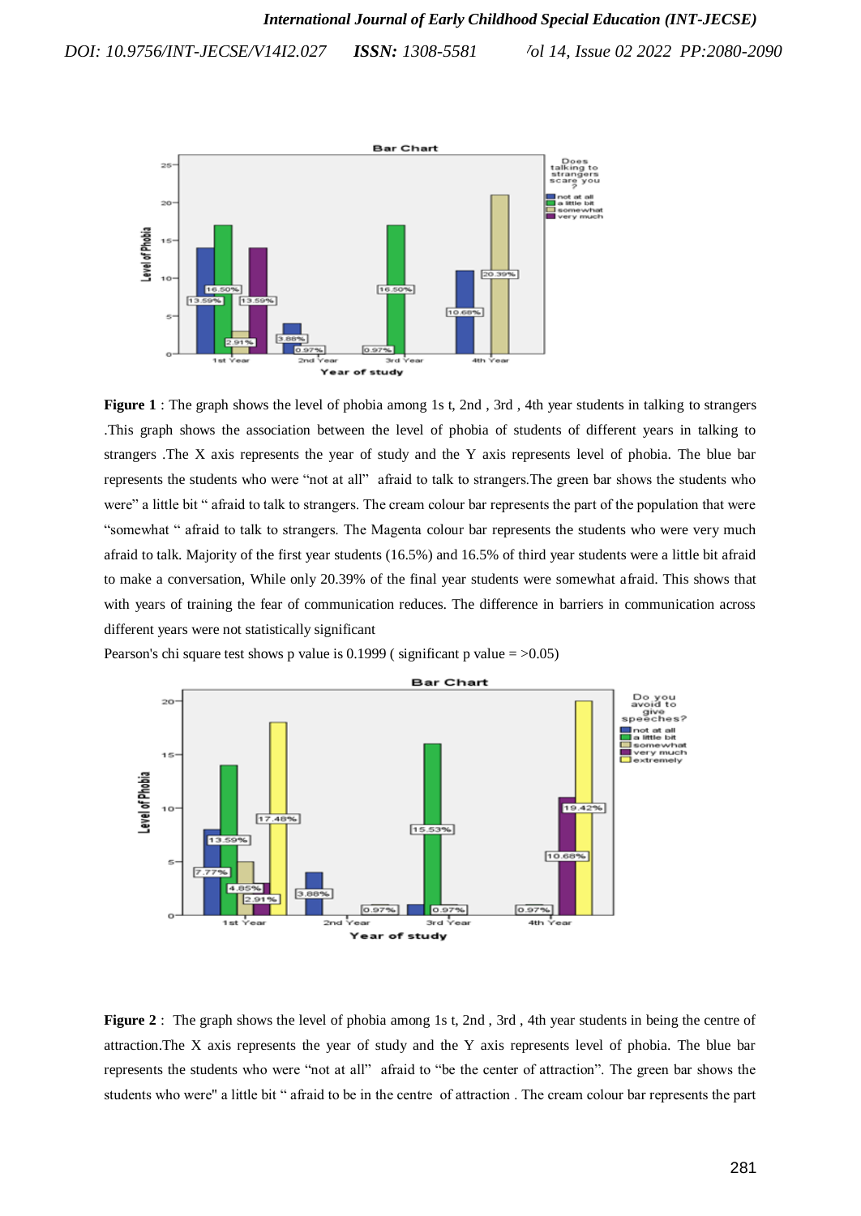**Figure 1** : The graph shows the level of phobia among 1s t, 2nd , 3rd , 4th year students in talking to strangers .This graph shows the association between the level of phobia of students of different years in talking to strangers .The X axis represents the year of study and the Y axis represents level of phobia. The blue bar represents the students who were "not at all" afraid to talk to strangers.The green bar shows the students who were" a little bit " afraid to talk to strangers. The cream colour bar represents the part of the population that were "somewhat " afraid to talk to strangers. The Magenta colour bar represents the students who were very much afraid to talk. Majority of the first year students (16.5%) and 16.5% of third year students were a little bit afraid to make a conversation, While only 20.39% of the final year students were somewhat afraid. This shows that with years of training the fear of communication reduces. The difference in barriers in communication across different years were not statistically significant

Pearson's chi square test shows p value is 0.1999 ( significant p value = >0.05)

**Figure 2** : The graph shows the level of phobia among 1s t, 2nd , 3rd , 4th year students in being the centre of attraction.The X axis represents the year of study and the Y axis represents level of phobia. The blue bar represents the students who were "not at all" afraid to "be the center of attraction". The green bar shows the students who were" a little bit " afraid to be in the centre of attraction . The cream colour bar represents the part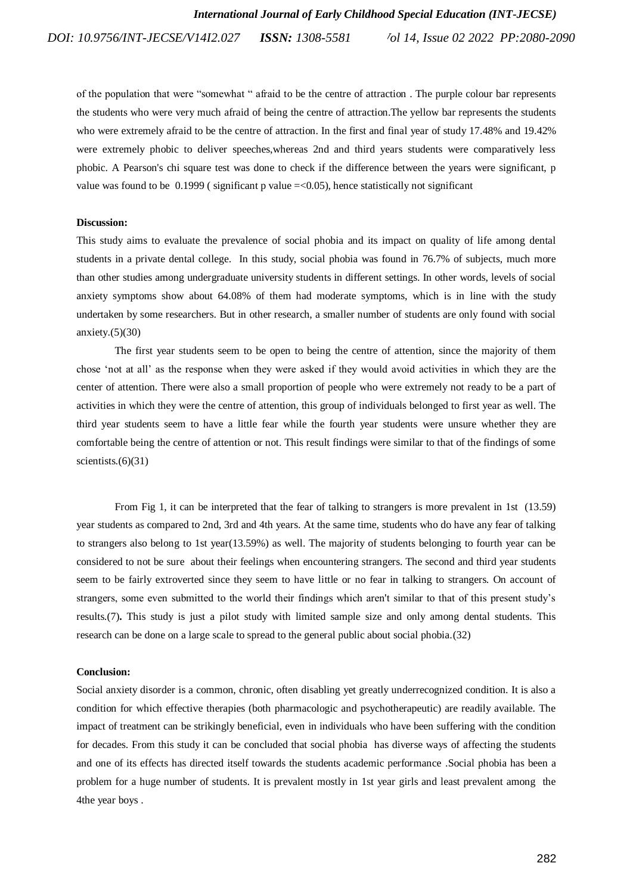of the population that were "somewhat " afraid to be the centre of attraction . The purple colour bar represents the students who were very much afraid of being the centre of attraction.The yellow bar represents the students who were extremely afraid to be the centre of attraction. In the first and final year of study 17.48% and 19.42% were extremely phobic to deliver speeches,whereas 2nd and third years students were comparatively less phobic. A Pearson's chi square test was done to check if the difference between the years were significant, p value was found to be 0.1999 ( significant p value =<0.05), hence statistically not significant

**Discussion:**

This study aims to evaluate the prevalence of social phobia and its impact on quality of life among dental students in a private dental college. In this study, social phobia was found in 76.7% of subjects, much more than other studies among undergraduate university students in different settings. In other words, levels of social anxiety symptoms show about 64.08% of them had moderate symptoms, which is in line with the study undertaken by some researchers. But in other research, a smaller number of students are only found with social anxiety.(5)(30)

The first year students seem to be open to being the centre of attention, since the majority of them chose 'not at all' as the response when they were asked if they would avoid activities in which they are the center of attention. There were also a small proportion of people who were extremely not ready to be a part of activities in which they were the centre of attention, this group of individuals belonged to first year as well. The third year students seem to have a little fear while the fourth year students were unsure whether they are comfortable being the centre of attention or not. This result findings were similar to that of the findings of some scientists.(6)(31)

From Fig 1, it can be interpreted that the fear of talking to strangers is more prevalent in 1st (13.59) year students as compared to 2nd, 3rd and 4th years. At the same time, students who do have any fear of talking to strangers also belong to 1st year(13.59%) as well. The majority of students belonging to fourth year can be considered to not be sure about their feelings when encountering strangers. The second and third year students seem to be fairly extroverted since they seem to have little or no fear in talking to strangers. On account of strangers, some even submitted to the world their findings which aren't similar to that of this present study's results.(7)**.** This study is just a pilot study with limited sample size and only among dental students. This research can be done on a large scale to spread to the general public about social phobia.(32)

**Conclusion:**

Social anxiety disorder is a common, chronic, often disabling yet greatly underrecognized condition. It is also a condition for which effective therapies (both pharmacologic and psychotherapeutic) are readily available. The impact of treatment can be strikingly beneficial, even in individuals who have been suffering with the condition for decades. From this study it can be concluded that social phobia has diverse ways of affecting the students and one of its effects has directed itself towards the students academic performance .Social phobia has been a problem for a huge number of students. It is prevalent mostly in 1st year girls and least prevalent among the 4the year boys .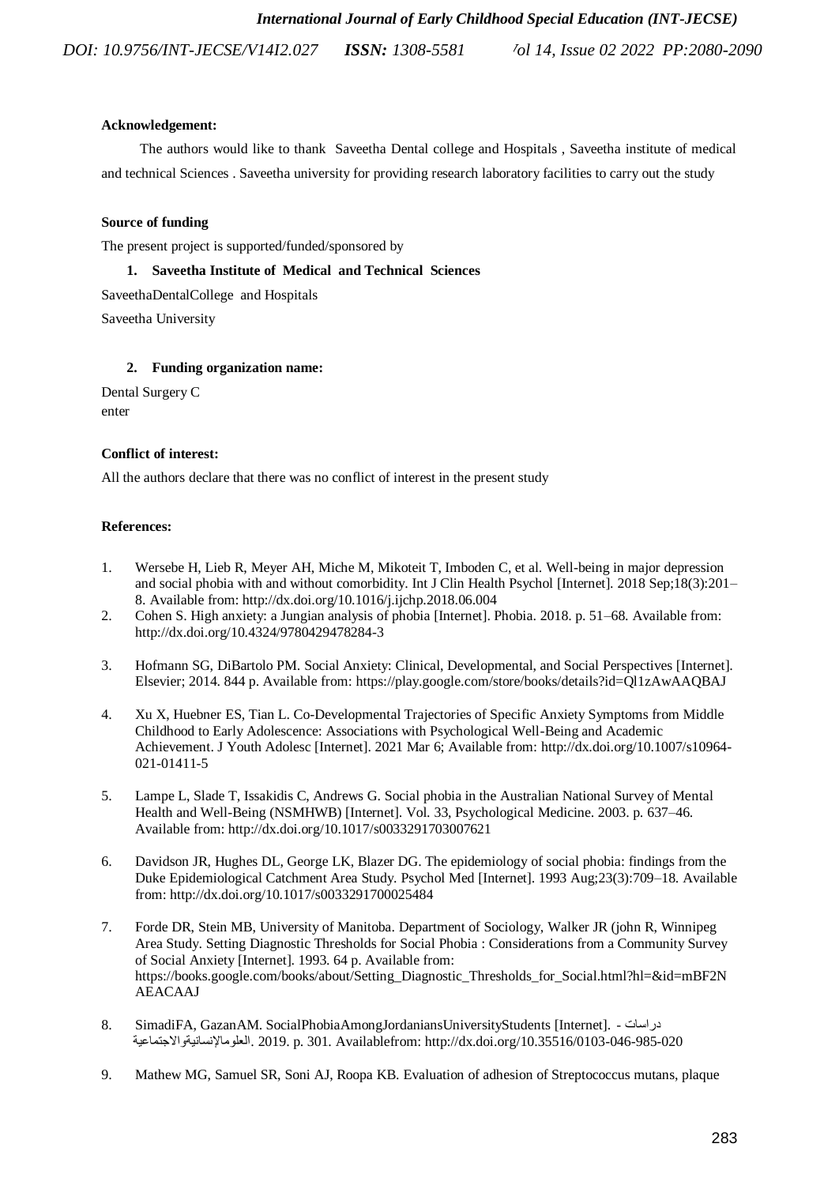**Acknowledgement:**

The authors would like to thank Saveetha Dental college and Hospitals , Saveetha institute of medical and technical Sciences . Saveetha university for providing research laboratory facilities to carry out the study

**Source of funding**

The present project is supported/funded/sponsored by

1. **Saveetha Institute of Medical and Technical Sciences**

SaveethaDentalCollege and Hospitals

Saveetha University

2. **Funding organization name:**

Dental Surgery C
enter

**Conflict of interest:**

All the authors declare that there was no conflict of interest in the present study

**References:**

1. Wersebe H, Lieb R, Meyer AH, Miche M, Mikoteit T, Imboden C, et al. Well-being in major depression and social phobia with and without comorbidity. Int J Clin Health Psychol [Internet]. 2018 Sep;18(3):201–8. Available from: http://dx.doi.org/10.1016/j.ijchp.2018.06.004
2. Cohen S. High anxiety: a Jungian analysis of phobia [Internet]. Phobia. 2018. p. 51–68. Available from: http://dx.doi.org/10.4324/9780429478284-3
3. Hofmann SG, DiBartolo PM. Social Anxiety: Clinical, Developmental, and Social Perspectives [Internet]. Elsevier; 2014. 844 p. Available from: https://play.google.com/store/books/details?id=Ql1zAwAAQBAJ
4. Xu X, Huebner ES, Tian L. Co-Developmental Trajectories of Specific Anxiety Symptoms from Middle Childhood to Early Adolescence: Associations with Psychological Well-Being and Academic Achievement. J Youth Adolesc [Internet]. 2021 Mar 6; Available from: http://dx.doi.org/10.1007/s10964-021-01411-5
5. Lampe L, Slade T, Issakidis C, Andrews G. Social phobia in the Australian National Survey of Mental Health and Well-Being (NSMHWB) [Internet]. Vol. 33, Psychological Medicine. 2003. p. 637–46. Available from: http://dx.doi.org/10.1017/s0033291703007621
6. Davidson JR, Hughes DL, George LK, Blazer DG. The epidemiology of social phobia: findings from the Duke Epidemiological Catchment Area Study. Psychol Med [Internet]. 1993 Aug;23(3):709–18. Available from: http://dx.doi.org/10.1017/s0033291700025484
7. Forde DR, Stein MB, University of Manitoba. Department of Sociology, Walker JR (john R, Winnipeg Area Study. Setting Diagnostic Thresholds for Social Phobia : Considerations from a Community Survey of Social Anxiety [Internet]. 1993. 64 p. Available from: https://books.google.com/books/about/Setting_Diagnostic_Thresholds_for_Social.html?hl=&id=mBF2NAEACAAJ
8. SimadiFA, GazanAM. SocialPhobiaAmongJordaniansUniversityStudents [Internet]. - دراسات العلومالإنسانيةوالاجتماعية. 2019. p. 301. Availablefrom: http://dx.doi.org/10.35516/0103-046-985-020
9. Mathew MG, Samuel SR, Soni AJ, Roopa KB. Evaluation of adhesion of Streptococcus mutans, plaque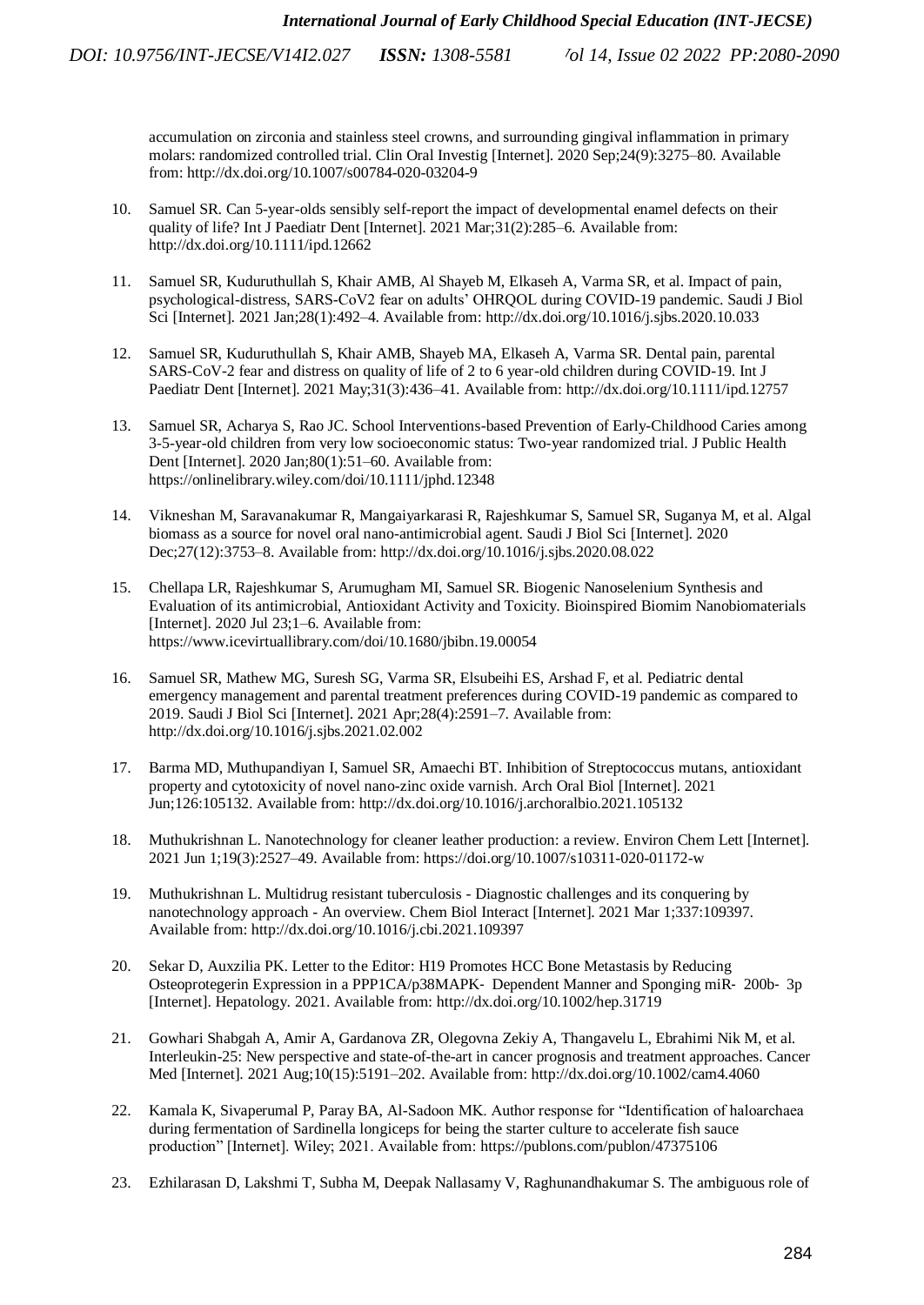accumulation on zirconia and stainless steel crowns, and surrounding gingival inflammation in primary molars: randomized controlled trial. Clin Oral Investig [Internet]. 2020 Sep;24(9):3275–80. Available from: http://dx.doi.org/10.1007/s00784-020-03204-9

10. Samuel SR. Can 5-year-olds sensibly self-report the impact of developmental enamel defects on their quality of life? Int J Paediatr Dent [Internet]. 2021 Mar;31(2):285–6. Available from: http://dx.doi.org/10.1111/ipd.12662

11. Samuel SR, Kuduruthullah S, Khair AMB, Al Shayeb M, Elkaseh A, Varma SR, et al. Impact of pain, psychological-distress, SARS-CoV2 fear on adults' OHRQOL during COVID-19 pandemic. Saudi J Biol Sci [Internet]. 2021 Jan;28(1):492–4. Available from: http://dx.doi.org/10.1016/j.sjbs.2020.10.033

12. Samuel SR, Kuduruthullah S, Khair AMB, Shayeb MA, Elkaseh A, Varma SR. Dental pain, parental SARS-CoV-2 fear and distress on quality of life of 2 to 6 year-old children during COVID-19. Int J Paediatr Dent [Internet]. 2021 May;31(3):436–41. Available from: http://dx.doi.org/10.1111/ipd.12757

13. Samuel SR, Acharya S, Rao JC. School Interventions-based Prevention of Early-Childhood Caries among 3-5-year-old children from very low socioeconomic status: Two-year randomized trial. J Public Health Dent [Internet]. 2020 Jan;80(1):51–60. Available from: https://onlinelibrary.wiley.com/doi/10.1111/jphd.12348

14. Vikneshan M, Saravanakumar R, Mangaiyarkarasi R, Rajeshkumar S, Samuel SR, Suganya M, et al. Algal biomass as a source for novel oral nano-antimicrobial agent. Saudi J Biol Sci [Internet]. 2020 Dec;27(12):3753–8. Available from: http://dx.doi.org/10.1016/j.sjbs.2020.08.022

15. Chellapa LR, Rajeshkumar S, Arumugham MI, Samuel SR. Biogenic Nanoselenium Synthesis and Evaluation of its antimicrobial, Antioxidant Activity and Toxicity. Bioinspired Biomim Nanobiomaterials [Internet]. 2020 Jul 23;1–6. Available from: https://www.icevirtuallibrary.com/doi/10.1680/jbibn.19.00054

16. Samuel SR, Mathew MG, Suresh SG, Varma SR, Elsubeihi ES, Arshad F, et al. Pediatric dental emergency management and parental treatment preferences during COVID-19 pandemic as compared to 2019. Saudi J Biol Sci [Internet]. 2021 Apr;28(4):2591–7. Available from: http://dx.doi.org/10.1016/j.sjbs.2021.02.002

17. Barma MD, Muthupandiyan I, Samuel SR, Amaechi BT. Inhibition of Streptococcus mutans, antioxidant property and cytotoxicity of novel nano-zinc oxide varnish. Arch Oral Biol [Internet]. 2021 Jun;126:105132. Available from: http://dx.doi.org/10.1016/j.archoralbio.2021.105132

18. Muthukrishnan L. Nanotechnology for cleaner leather production: a review. Environ Chem Lett [Internet]. 2021 Jun 1;19(3):2527–49. Available from: https://doi.org/10.1007/s10311-020-01172-w

19. Muthukrishnan L. Multidrug resistant tuberculosis - Diagnostic challenges and its conquering by nanotechnology approach - An overview. Chem Biol Interact [Internet]. 2021 Mar 1;337:109397. Available from: http://dx.doi.org/10.1016/j.cbi.2021.109397

20. Sekar D, Auxzilia PK. Letter to the Editor: H19 Promotes HCC Bone Metastasis by Reducing Osteoprotegerin Expression in a PPP1CA/p38MAPK‐ Dependent Manner and Sponging miR‐ 200b‐ 3p [Internet]. Hepatology. 2021. Available from: http://dx.doi.org/10.1002/hep.31719

21. Gowhari Shabgah A, Amir A, Gardanova ZR, Olegovna Zekiy A, Thangavelu L, Ebrahimi Nik M, et al. Interleukin-25: New perspective and state-of-the-art in cancer prognosis and treatment approaches. Cancer Med [Internet]. 2021 Aug;10(15):5191–202. Available from: http://dx.doi.org/10.1002/cam4.4060

22. Kamala K, Sivaperumal P, Paray BA, Al-Sadoon MK. Author response for "Identification of haloarchaea during fermentation of Sardinella longiceps for being the starter culture to accelerate fish sauce production" [Internet]. Wiley; 2021. Available from: https://publons.com/publon/47375106

23. Ezhilarasan D, Lakshmi T, Subha M, Deepak Nallasamy V, Raghunandhakumar S. The ambiguous role of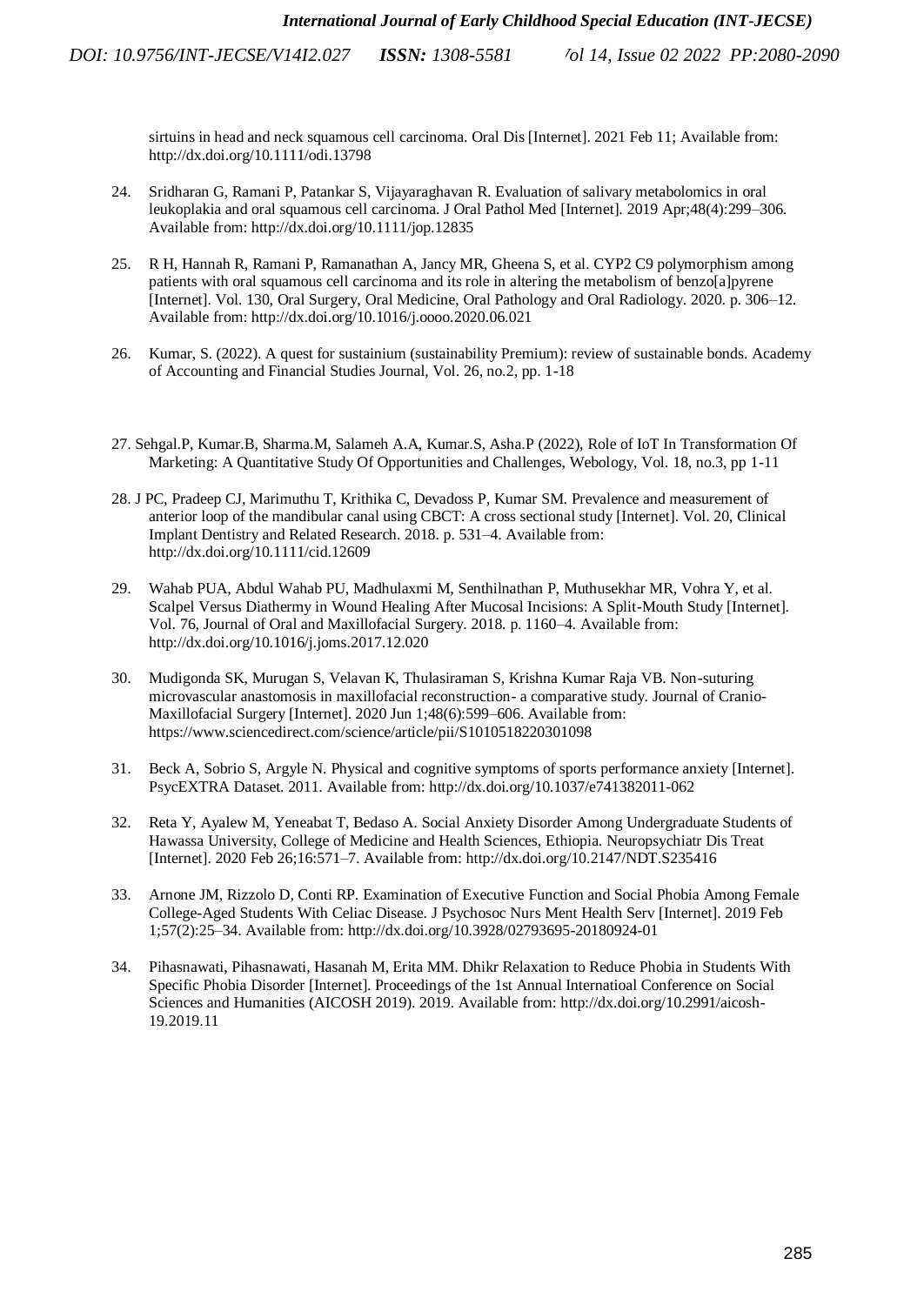sirtuins in head and neck squamous cell carcinoma. Oral Dis [Internet]. 2021 Feb 11; Available from: http://dx.doi.org/10.1111/odi.13798

24. Sridharan G, Ramani P, Patankar S, Vijayaraghavan R. Evaluation of salivary metabolomics in oral leukoplakia and oral squamous cell carcinoma. J Oral Pathol Med [Internet]. 2019 Apr;48(4):299–306. Available from: http://dx.doi.org/10.1111/jop.12835

25. R H, Hannah R, Ramani P, Ramanathan A, Jancy MR, Gheena S, et al. CYP2 C9 polymorphism among patients with oral squamous cell carcinoma and its role in altering the metabolism of benzo[a]pyrene [Internet]. Vol. 130, Oral Surgery, Oral Medicine, Oral Pathology and Oral Radiology. 2020. p. 306–12. Available from: http://dx.doi.org/10.1016/j.oooo.2020.06.021

26. Kumar, S. (2022). A quest for sustainium (sustainability Premium): review of sustainable bonds. Academy of Accounting and Financial Studies Journal, Vol. 26, no.2, pp. 1-18

27. Sehgal.P, Kumar.B, Sharma.M, Salameh A.A, Kumar.S, Asha.P (2022), Role of IoT In Transformation Of Marketing: A Quantitative Study Of Opportunities and Challenges, Webology, Vol. 18, no.3, pp 1-11

28. J PC, Pradeep CJ, Marimuthu T, Krithika C, Devadoss P, Kumar SM. Prevalence and measurement of anterior loop of the mandibular canal using CBCT: A cross sectional study [Internet]. Vol. 20, Clinical Implant Dentistry and Related Research. 2018. p. 531–4. Available from: http://dx.doi.org/10.1111/cid.12609

29. Wahab PUA, Abdul Wahab PU, Madhulaxmi M, Senthilnathan P, Muthusekhar MR, Vohra Y, et al. Scalpel Versus Diathermy in Wound Healing After Mucosal Incisions: A Split-Mouth Study [Internet]. Vol. 76, Journal of Oral and Maxillofacial Surgery. 2018. p. 1160–4. Available from: http://dx.doi.org/10.1016/j.joms.2017.12.020

30. Mudigonda SK, Murugan S, Velavan K, Thulasiraman S, Krishna Kumar Raja VB. Non-suturing microvascular anastomosis in maxillofacial reconstruction- a comparative study. Journal of Cranio-Maxillofacial Surgery [Internet]. 2020 Jun 1;48(6):599–606. Available from: https://www.sciencedirect.com/science/article/pii/S1010518220301098

31. Beck A, Sobrio S, Argyle N. Physical and cognitive symptoms of sports performance anxiety [Internet]. PsycEXTRA Dataset. 2011. Available from: http://dx.doi.org/10.1037/e741382011-062

32. Reta Y, Ayalew M, Yeneabat T, Bedaso A. Social Anxiety Disorder Among Undergraduate Students of Hawassa University, College of Medicine and Health Sciences, Ethiopia. Neuropsychiatr Dis Treat [Internet]. 2020 Feb 26;16:571–7. Available from: http://dx.doi.org/10.2147/NDT.S235416

33. Arnone JM, Rizzolo D, Conti RP. Examination of Executive Function and Social Phobia Among Female College-Aged Students With Celiac Disease. J Psychosoc Nurs Ment Health Serv [Internet]. 2019 Feb 1;57(2):25–34. Available from: http://dx.doi.org/10.3928/02793695-20180924-01

34. Pihasnawati, Pihasnawati, Hasanah M, Erita MM. Dhikr Relaxation to Reduce Phobia in Students With Specific Phobia Disorder [Internet]. Proceedings of the 1st Annual Internatioal Conference on Social Sciences and Humanities (AICOSH 2019). 2019. Available from: http://dx.doi.org/10.2991/aicosh-19.2019.11